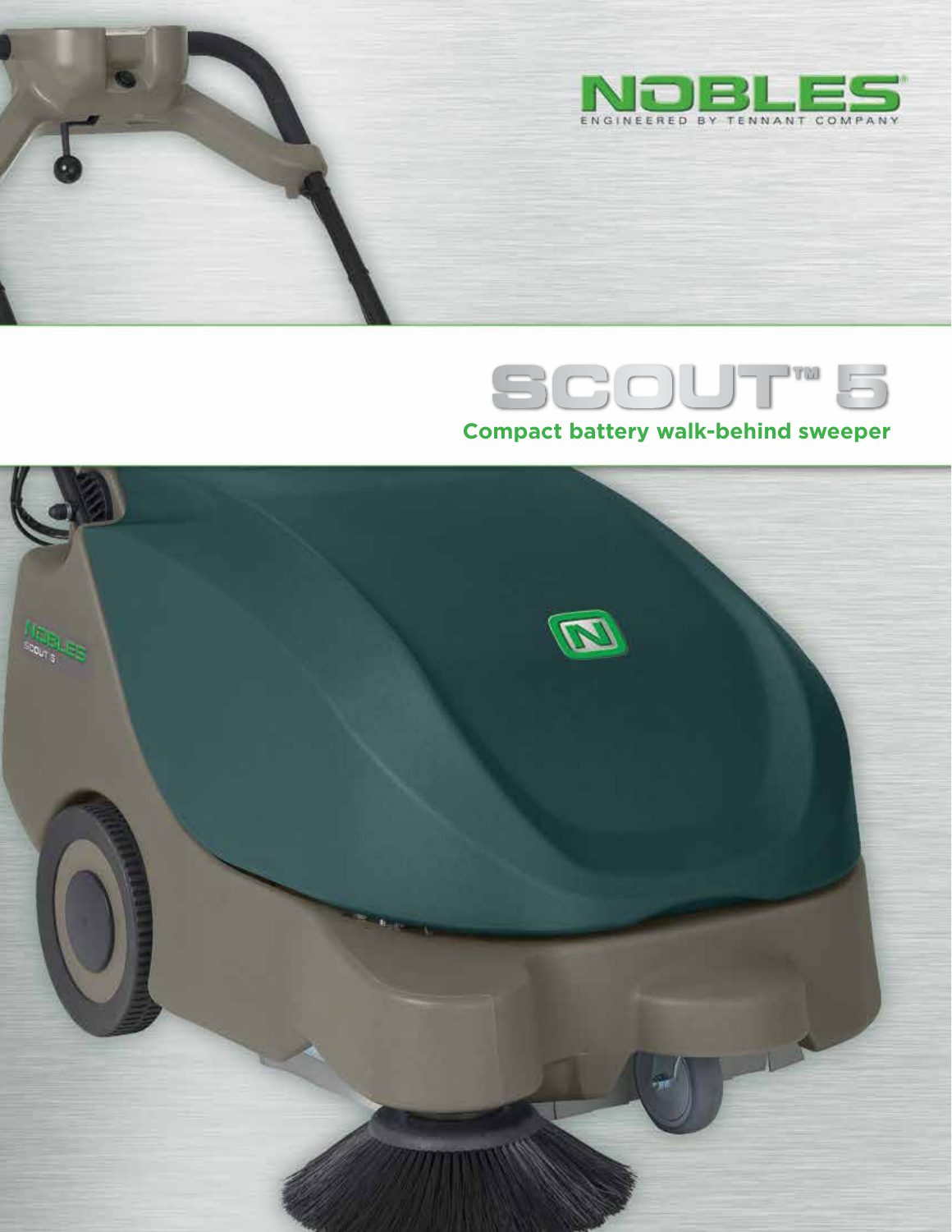NOBLES®

ENGINEERED BY TENNANT COMPANY

# SCOUT™ 5

## Compact battery walk-behind sweeper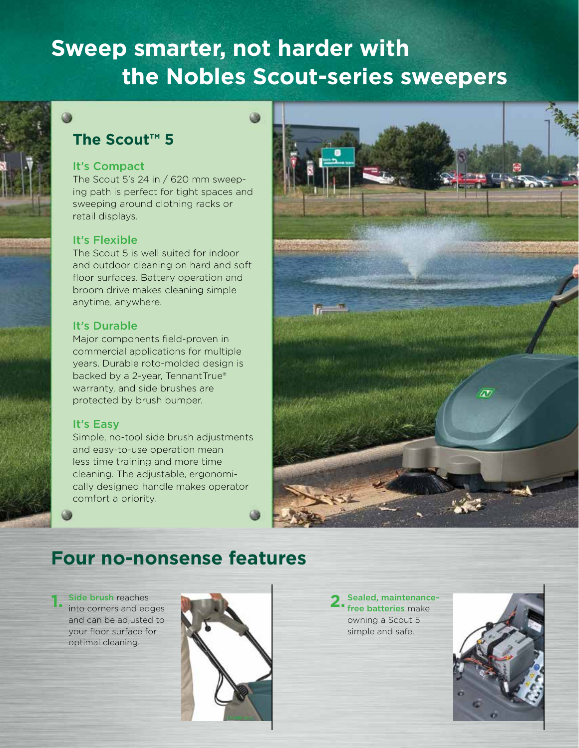# Sweep smarter, not harder with the Nobles Scout-series sweepers

## The Scout™ 5

### It's Compact

The Scout 5's 24 in / 620 mm sweeping path is perfect for tight spaces and sweeping around clothing racks or retail displays.

### It's Flexible

The Scout 5 is well suited for indoor and outdoor cleaning on hard and soft floor surfaces. Battery operation and broom drive makes cleaning simple anytime, anywhere.

### It's Durable

Major components field-proven in commercial applications for multiple years. Durable roto-molded design is backed by a 2-year, TennantTrue® warranty, and side brushes are protected by brush bumper.

### It's Easy

Simple, no-tool side brush adjustments and easy-to-use operation mean less time training and more time cleaning. The adjustable, ergonomically designed handle makes operator comfort a priority.

## Four no-nonsense features

1. **Side brush** reaches into corners and edges and can be adjusted to your floor surface for optimal cleaning.

2. **Sealed, maintenance-free batteries** make owning a Scout 5 simple and safe.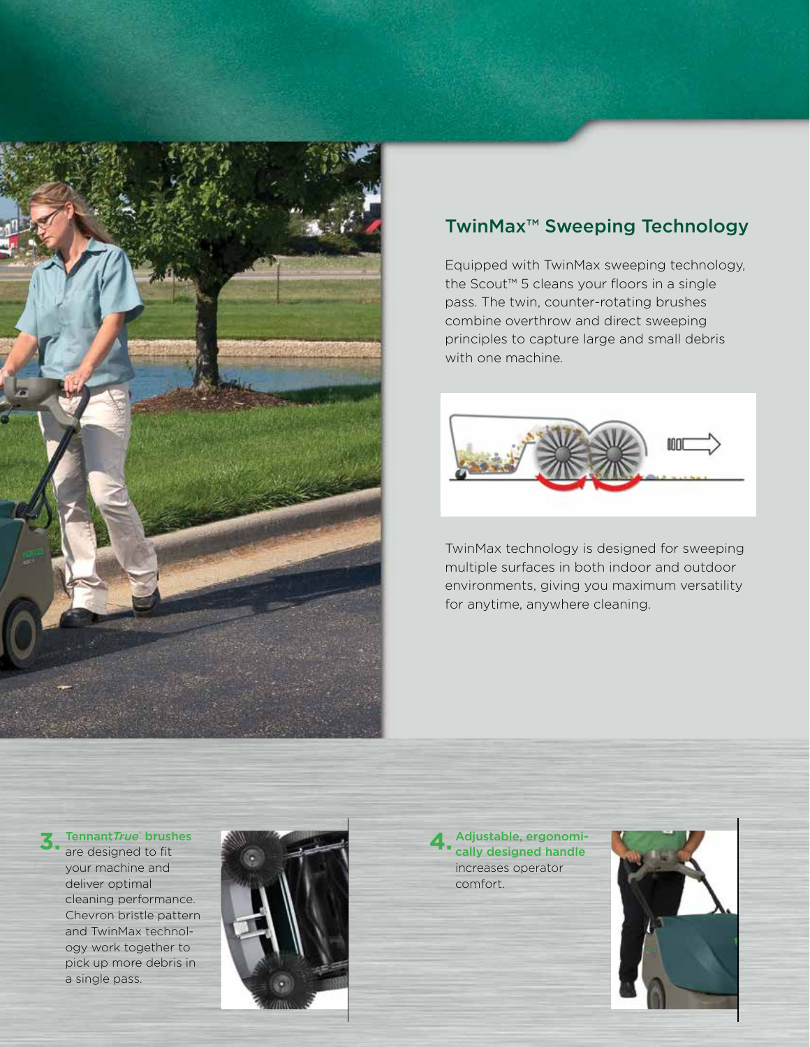## TwinMax™ Sweeping Technology

Equipped with TwinMax sweeping technology, the Scout™ 5 cleans your floors in a single pass. The twin, counter-rotating brushes combine overthrow and direct sweeping principles to capture large and small debris with one machine.

TwinMax technology is designed for sweeping multiple surfaces in both indoor and outdoor environments, giving you maximum versatility for anytime, anywhere cleaning.

**3.** **Tennant*True*® brushes** are designed to fit your machine and deliver optimal cleaning performance. Chevron bristle pattern and TwinMax technology work together to pick up more debris in a single pass.

**4.** **Adjustable, ergonomically designed handle** increases operator comfort.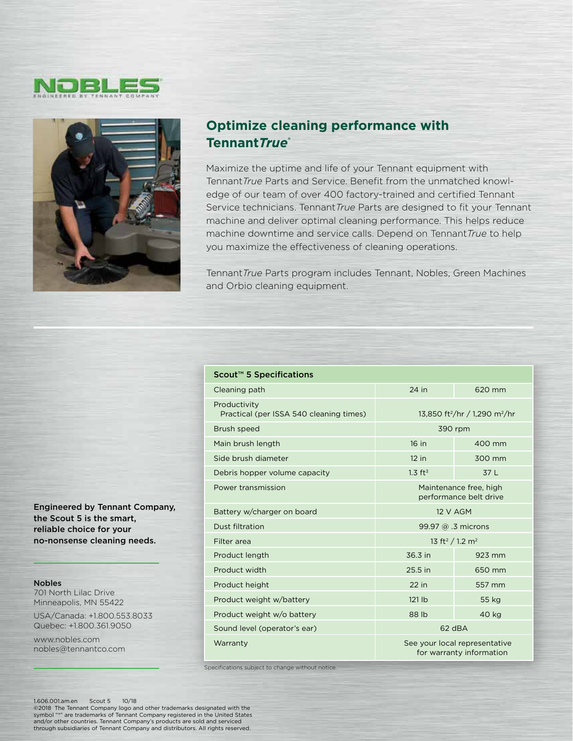NOBLES
ENGINEERED BY TENNANT COMPANY

## Optimize cleaning performance with Tennant*True*®

Maximize the uptime and life of your Tennant equipment with Tennant*True* Parts and Service. Benefit from the unmatched knowledge of our team of over 400 factory-trained and certified Tennant Service technicians. Tennant*True* Parts are designed to fit your Tennant machine and deliver optimal cleaning performance. This helps reduce machine downtime and service calls. Depend on Tennant*True* to help you maximize the effectiveness of cleaning operations.

Tennant*True* Parts program includes Tennant, Nobles, Green Machines and Orbio cleaning equipment.

**Engineered by Tennant Company, the Scout 5 is the smart, reliable choice for your no-nonsense cleaning needs.**

**Nobles**
701 North Lilac Drive
Minneapolis, MN 55422

USA/Canada: +1.800.553.8033
Quebec: +1.800.361.9050

www.nobles.com
nobles@tennantco.com

| Scout™ 5 Specifications | | |
|---|---|---|
| Cleaning path | 24 in | 620 mm |
| Productivity<br>Practical (per ISSA 540 cleaning times) | 13,850 $ft^2$/hr / 1,290 $m^2$/hr | |
| Brush speed | 390 rpm | |
| Main brush length | 16 in | 400 mm |
| Side brush diameter | 12 in | 300 mm |
| Debris hopper volume capacity | 1.3 $ft^3$ | 37 L |
| Power transmission | Maintenance free, high performance belt drive | |
| Battery w/charger on board | 12 V AGM | |
| Dust filtration | 99.97 @ .3 microns | |
| Filter area | 13 $ft^2$ / 1.2 $m^2$ | |
| Product length | 36.3 in | 923 mm |
| Product width | 25.5 in | 650 mm |
| Product height | 22 in | 557 mm |
| Product weight w/battery | 121 lb | 55 kg |
| Product weight w/o battery | 88 lb | 40 kg |
| Sound level (operator's ear) | 62 dBA | |
| Warranty | See your local representative for warranty information | |

Specifications subject to change without notice.

1.606.001.am.en Scout 5 10/18
©2018 The Tennant Company logo and other trademarks designated with the symbol "®" are trademarks of Tennant Company registered in the United States and/or other countries. Tennant Company's products are sold and serviced through subsidiaries of Tennant Company and distributors. All rights reserved.